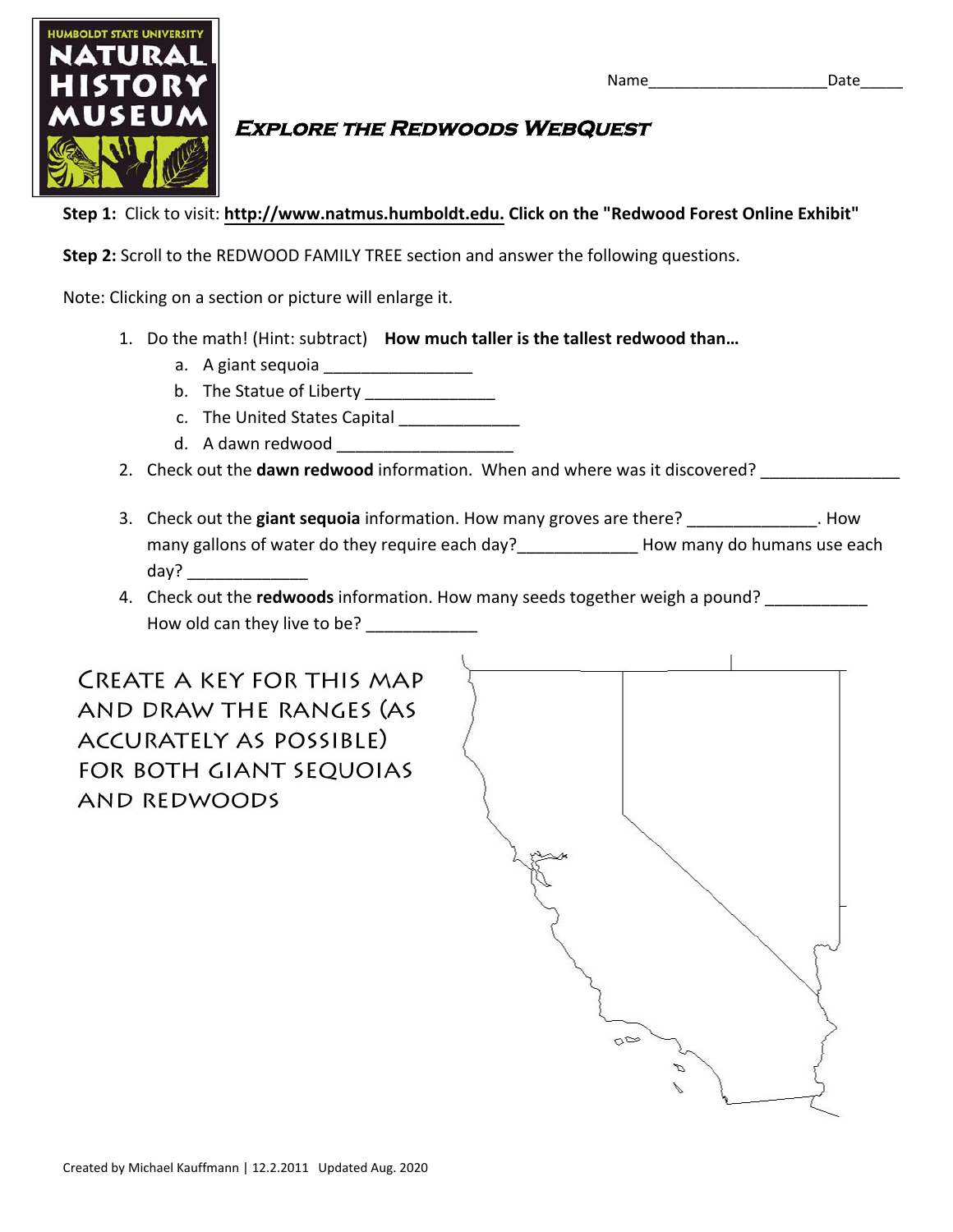HUMBOLDT STATE UNIVERSITY NATURAL HISTORY MUSEUM

Name_____________________Date_____

# Explore the Redwoods WebQuest

**Step 1:** Click to visit: **http://www.natmus.humboldt.edu. Click on the "Redwood Forest Online Exhibit"**

**Step 2:** Scroll to the REDWOOD FAMILY TREE section and answer the following questions.

Note: Clicking on a section or picture will enlarge it.

1. Do the math! (Hint: subtract) **How much taller is the tallest redwood than…**
   a. A giant sequoia ________________
   b. The Statue of Liberty ______________
   c. The United States Capital _____________
   d. A dawn redwood ___________________
2. Check out the **dawn redwood** information. When and where was it discovered? _______________
3. Check out the **giant sequoia** information. How many groves are there? ______________. How many gallons of water do they require each day?_____________ How many do humans use each day? _____________
4. Check out the **redwoods** information. How many seeds together weigh a pound? ___________ How old can they live to be? ____________

Create a key for this map and draw the ranges (as accurately as possible) for both giant sequoias and redwoods

Created by Michael Kauffmann | 12.2.2011 Updated Aug. 2020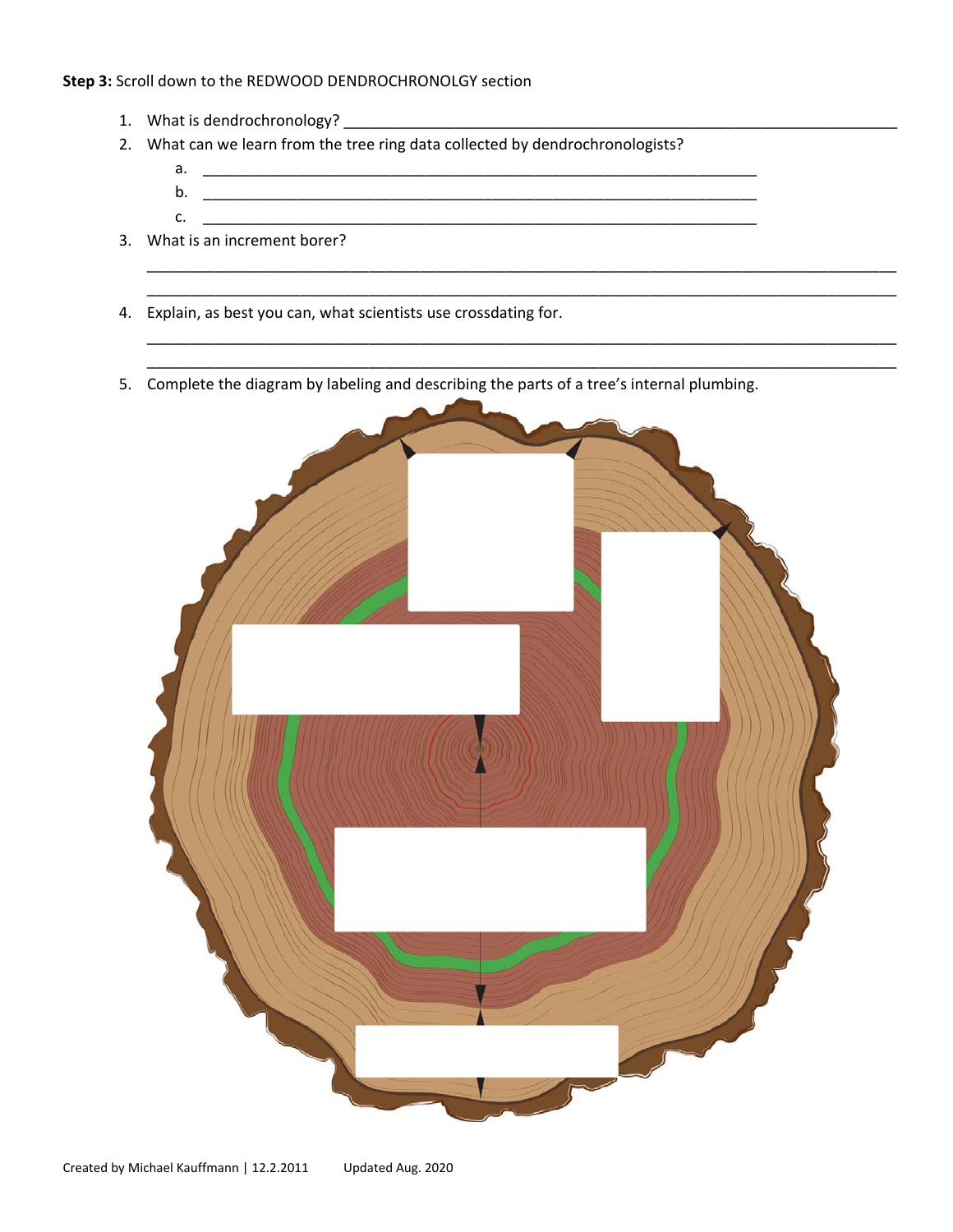**Step 3:** Scroll down to the REDWOOD DENDROCHRONOLGY section

1. What is dendrochronology? ______________________________________________________________
2. What can we learn from the tree ring data collected by dendrochronologists?
    a. ____________________________________________________________
    b. ____________________________________________________________
    c. ____________________________________________________________
3. What is an increment borer?

    ________________________________________________________________________________

    ________________________________________________________________________________

4. Explain, as best you can, what scientists use crossdating for.

    ________________________________________________________________________________

    ________________________________________________________________________________

5. Complete the diagram by labeling and describing the parts of a tree's internal plumbing.

Created by Michael Kauffmann | 12.2.2011    Updated Aug. 2020